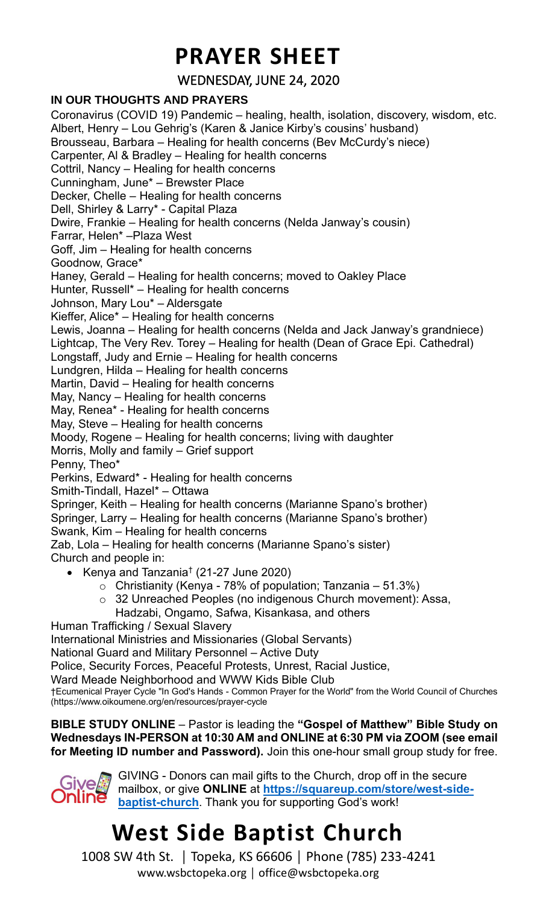# PRAYER SHEET

WEDNESDAY, JUNE 24, 2020

**IN OUR THOUGHTS AND PRAYERS**

Coronavirus (COVID 19) Pandemic – healing, health, isolation, discovery, wisdom, etc.
Albert, Henry – Lou Gehrig's (Karen & Janice Kirby's cousins' husband)
Brousseau, Barbara – Healing for health concerns (Bev McCurdy's niece)
Carpenter, Al & Bradley – Healing for health concerns
Cottril, Nancy – Healing for health concerns
Cunningham, June* – Brewster Place
Decker, Chelle – Healing for health concerns
Dell, Shirley & Larry* - Capital Plaza
Dwire, Frankie – Healing for health concerns (Nelda Janway's cousin)
Farrar, Helen* –Plaza West
Goff, Jim – Healing for health concerns
Goodnow, Grace*
Haney, Gerald – Healing for health concerns; moved to Oakley Place
Hunter, Russell* – Healing for health concerns
Johnson, Mary Lou* – Aldersgate
Kieffer, Alice* – Healing for health concerns
Lewis, Joanna – Healing for health concerns (Nelda and Jack Janway's grandniece)
Lightcap, The Very Rev. Torey – Healing for health (Dean of Grace Epi. Cathedral)
Longstaff, Judy and Ernie – Healing for health concerns
Lundgren, Hilda – Healing for health concerns
Martin, David – Healing for health concerns
May, Nancy – Healing for health concerns
May, Renea* - Healing for health concerns
May, Steve – Healing for health concerns
Moody, Rogene – Healing for health concerns; living with daughter
Morris, Molly and family – Grief support
Penny, Theo*
Perkins, Edward* - Healing for health concerns
Smith-Tindall, Hazel* – Ottawa
Springer, Keith – Healing for health concerns (Marianne Spano's brother)
Springer, Larry – Healing for health concerns (Marianne Spano's brother)
Swank, Kim – Healing for health concerns
Zab, Lola – Healing for health concerns (Marianne Spano's sister)
Church and people in:

- Kenya and Tanzania† (21-27 June 2020)
  - Christianity (Kenya - 78% of population; Tanzania – 51.3%)
  - 32 Unreached Peoples (no indigenous Church movement): Assa, Hadzabi, Ongamo, Safwa, Kisankasa, and others

Human Trafficking / Sexual Slavery
International Ministries and Missionaries (Global Servants)
National Guard and Military Personnel – Active Duty
Police, Security Forces, Peaceful Protests, Unrest, Racial Justice,
Ward Meade Neighborhood and WWW Kids Bible Club

†Ecumenical Prayer Cycle "In God's Hands - Common Prayer for the World" from the World Council of Churches (https://www.oikoumene.org/en/resources/prayer-cycle

**BIBLE STUDY ONLINE** – Pastor is leading the **"Gospel of Matthew" Bible Study on Wednesdays IN-PERSON at 10:30 AM and ONLINE at 6:30 PM via ZOOM (see email for Meeting ID number and Password).** Join this one-hour small group study for free.

GIVING - Donors can mail gifts to the Church, drop off in the secure mailbox, or give **ONLINE** at **https://squareup.com/store/west-side-baptist-church**. Thank you for supporting God's work!

# West Side Baptist Church

1008 SW 4th St. | Topeka, KS 66606 | Phone (785) 233-4241
www.wsbctopeka.org | office@wsbctopeka.org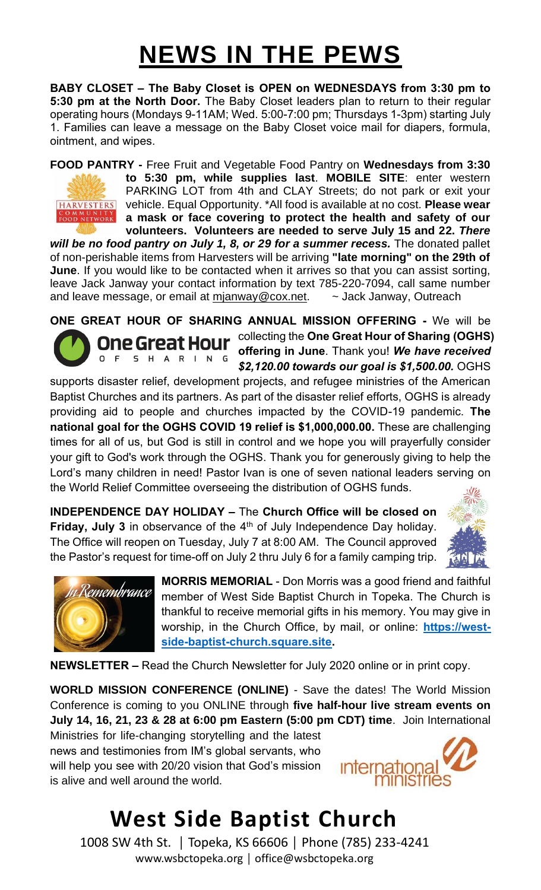# NEWS IN THE PEWS

**BABY CLOSET – The Baby Closet is OPEN on WEDNESDAYS from 3:30 pm to 5:30 pm at the North Door.** The Baby Closet leaders plan to return to their regular operating hours (Mondays 9-11AM; Wed. 5:00-7:00 pm; Thursdays 1-3pm) starting July 1. Families can leave a message on the Baby Closet voice mail for diapers, formula, ointment, and wipes.

**FOOD PANTRY -** Free Fruit and Vegetable Food Pantry on **Wednesdays from 3:30 to 5:30 pm, while supplies last**. **MOBILE SITE**: enter western PARKING LOT from 4th and CLAY Streets; do not park or exit your vehicle. Equal Opportunity. *All food is available at no cost. **Please wear a mask or face covering to protect the health and safety of our volunteers. Volunteers are needed to serve July 15 and 22.** ***There will be no food pantry on July 1, 8, or 29 for a summer recess.*** The donated pallet of non-perishable items from Harvesters will be arriving **"late morning" on the 29th of June**. If you would like to be contacted when it arrives so that you can assist sorting, leave Jack Janway your contact information by text 785-220-7094, call same number and leave message, or email at mjanway@cox.net. ~ Jack Janway, Outreach

**ONE GREAT HOUR OF SHARING ANNUAL MISSION OFFERING -** We will be collecting the **One Great Hour of Sharing (OGHS) offering in June**. Thank you! ***We have received $2,120.00 towards our goal is $1,500.00.*** OGHS supports disaster relief, development projects, and refugee ministries of the American Baptist Churches and its partners. As part of the disaster relief efforts, OGHS is already providing aid to people and churches impacted by the COVID-19 pandemic. **The national goal for the OGHS COVID 19 relief is $1,000,000.00.** These are challenging times for all of us, but God is still in control and we hope you will prayerfully consider your gift to God's work through the OGHS. Thank you for generously giving to help the Lord's many children in need! Pastor Ivan is one of seven national leaders serving on the World Relief Committee overseeing the distribution of OGHS funds.

**INDEPENDENCE DAY HOLIDAY –** The **Church Office will be closed on Friday, July 3** in observance of the 4th of July Independence Day holiday. The Office will reopen on Tuesday, July 7 at 8:00 AM. The Council approved the Pastor's request for time-off on July 2 thru July 6 for a family camping trip.

**MORRIS MEMORIAL** - Don Morris was a good friend and faithful member of West Side Baptist Church in Topeka. The Church is thankful to receive memorial gifts in his memory. You may give in worship, in the Church Office, by mail, or online: **https://west-side-baptist-church.square.site.**

**NEWSLETTER –** Read the Church Newsletter for July 2020 online or in print copy.

**WORLD MISSION CONFERENCE (ONLINE)** - Save the dates! The World Mission Conference is coming to you ONLINE through **five half-hour live stream events on July 14, 16, 21, 23 & 28 at 6:00 pm Eastern (5:00 pm CDT) time**. Join International Ministries for life-changing storytelling and the latest news and testimonies from IM's global servants, who will help you see with 20/20 vision that God's mission is alive and well around the world.

## West Side Baptist Church

1008 SW 4th St. | Topeka, KS 66606 | Phone (785) 233-4241
www.wsbctopeka.org | office@wsbctopeka.org